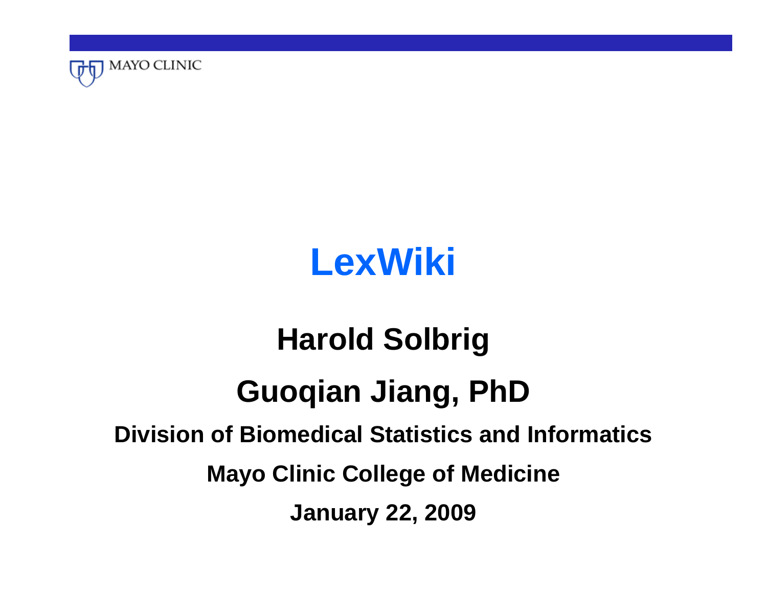MAYO CLINIC

# LexWiki

**Harold Solbrig**

**Guoqian Jiang, PhD**

**Division of Biomedical Statistics and Informatics**

**Mayo Clinic College of Medicine**

**January 22, 2009**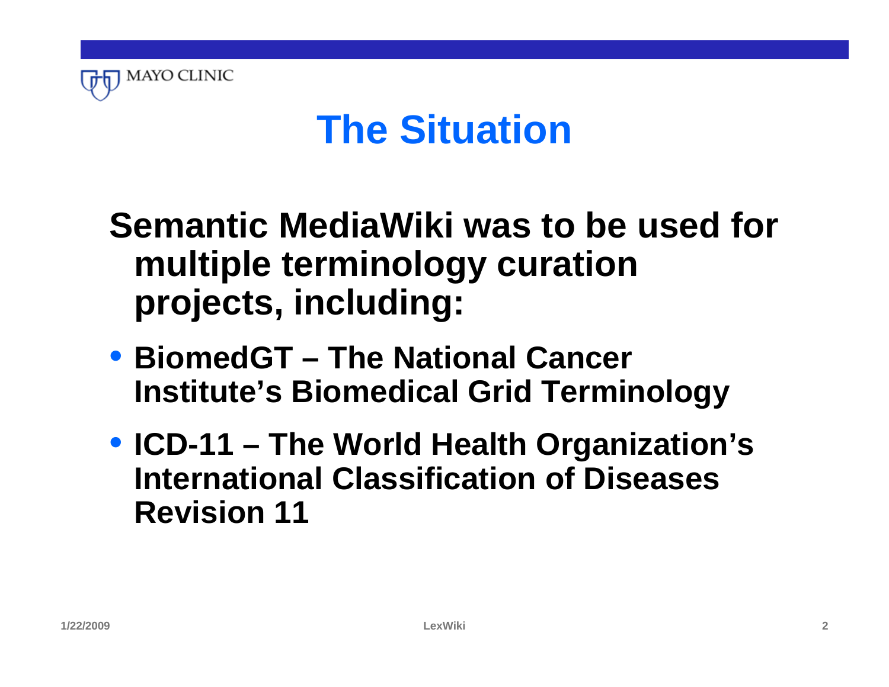# The Situation

**Semantic MediaWiki was to be used for multiple terminology curation projects, including:**

- **BiomedGT – The National Cancer Institute's Biomedical Grid Terminology**
- **ICD-11 – The World Health Organization's International Classification of Diseases Revision 11**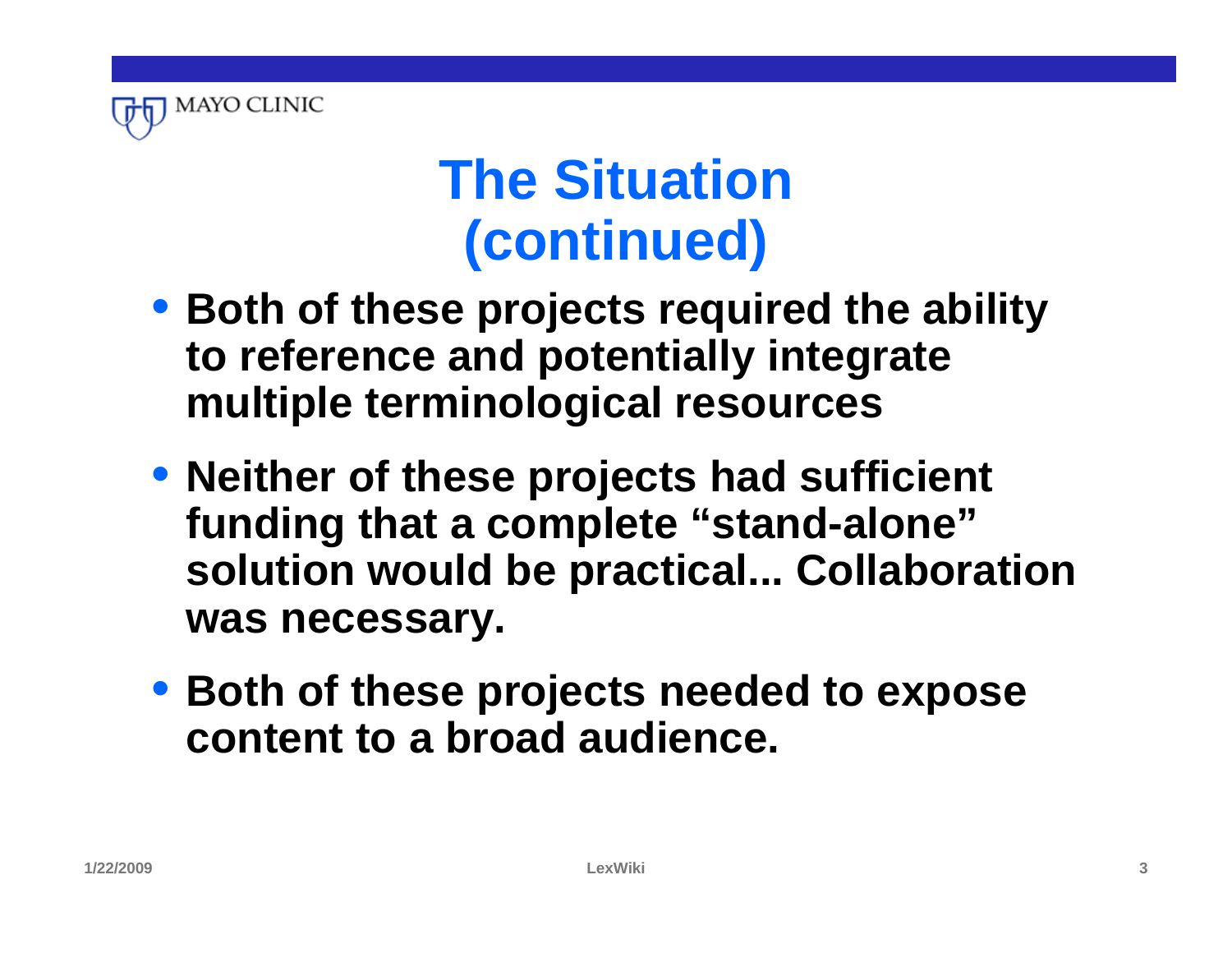# The Situation (continued)

- **Both of these projects required the ability to reference and potentially integrate multiple terminological resources**
- **Neither of these projects had sufficient funding that a complete "stand-alone" solution would be practical... Collaboration was necessary.**
- **Both of these projects needed to expose content to a broad audience.**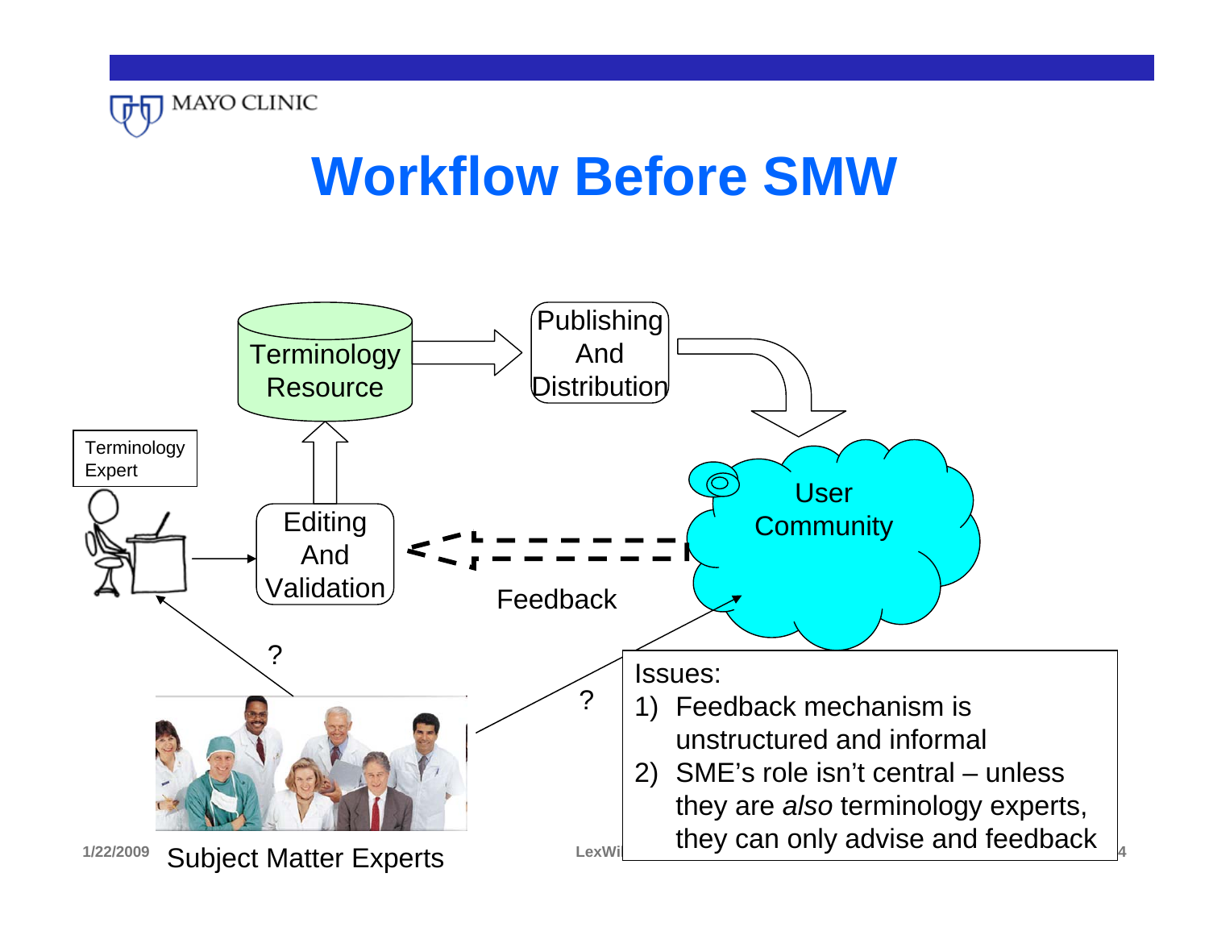# Workflow Before SMW

Terminology Resource

Publishing And Distribution

User Community

Terminology Expert

Editing And Validation

Feedback

?

?

Subject Matter Experts

Issues:

1) Feedback mechanism is unstructured and informal
2) SME's role isn't central – unless they are *also* terminology experts, they can only advise and feedback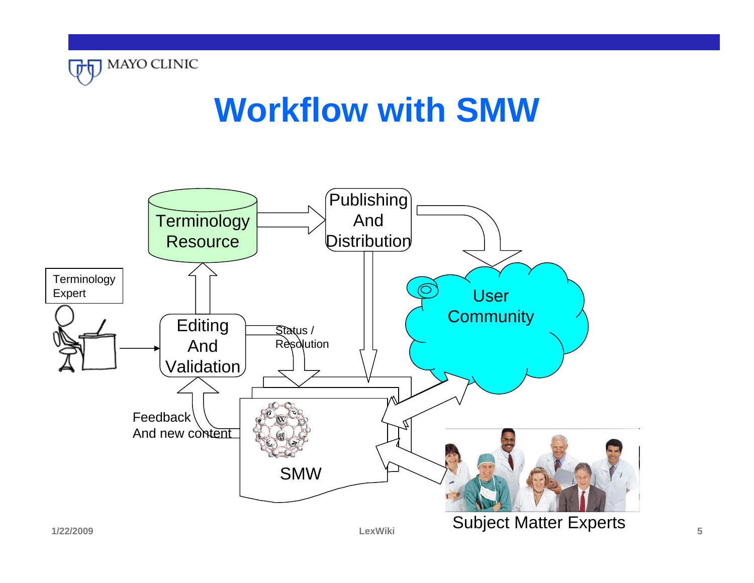# Workflow with SMW

Terminology Resource

Publishing And Distribution

Terminology Expert

Editing And Validation

Status / Resolution

User Community

Feedback And new content

SMW

Subject Matter Experts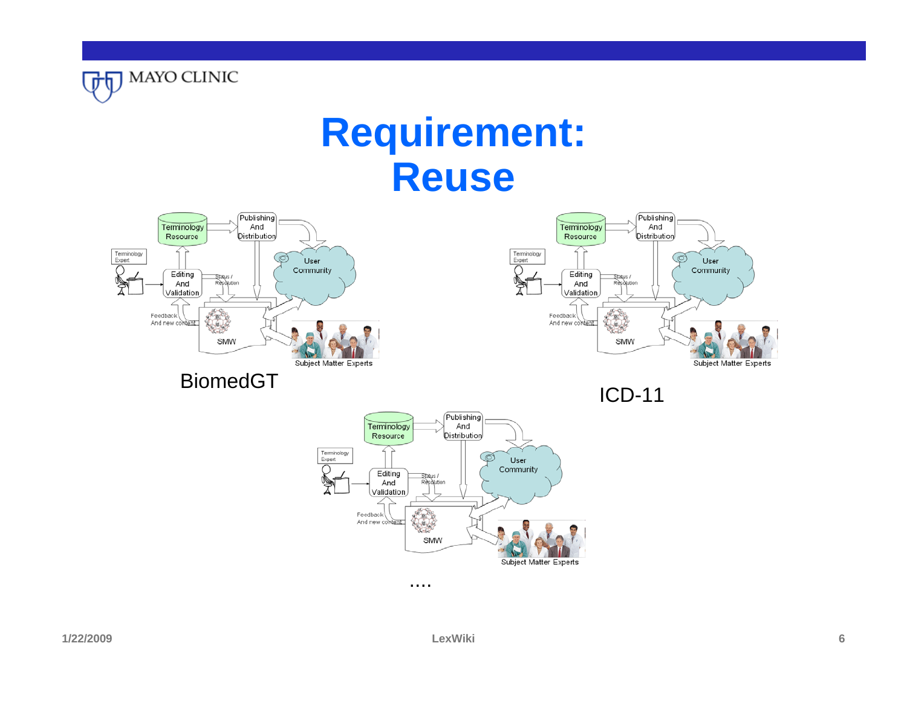# Requirement: Reuse

BiomedGT

ICD-11

....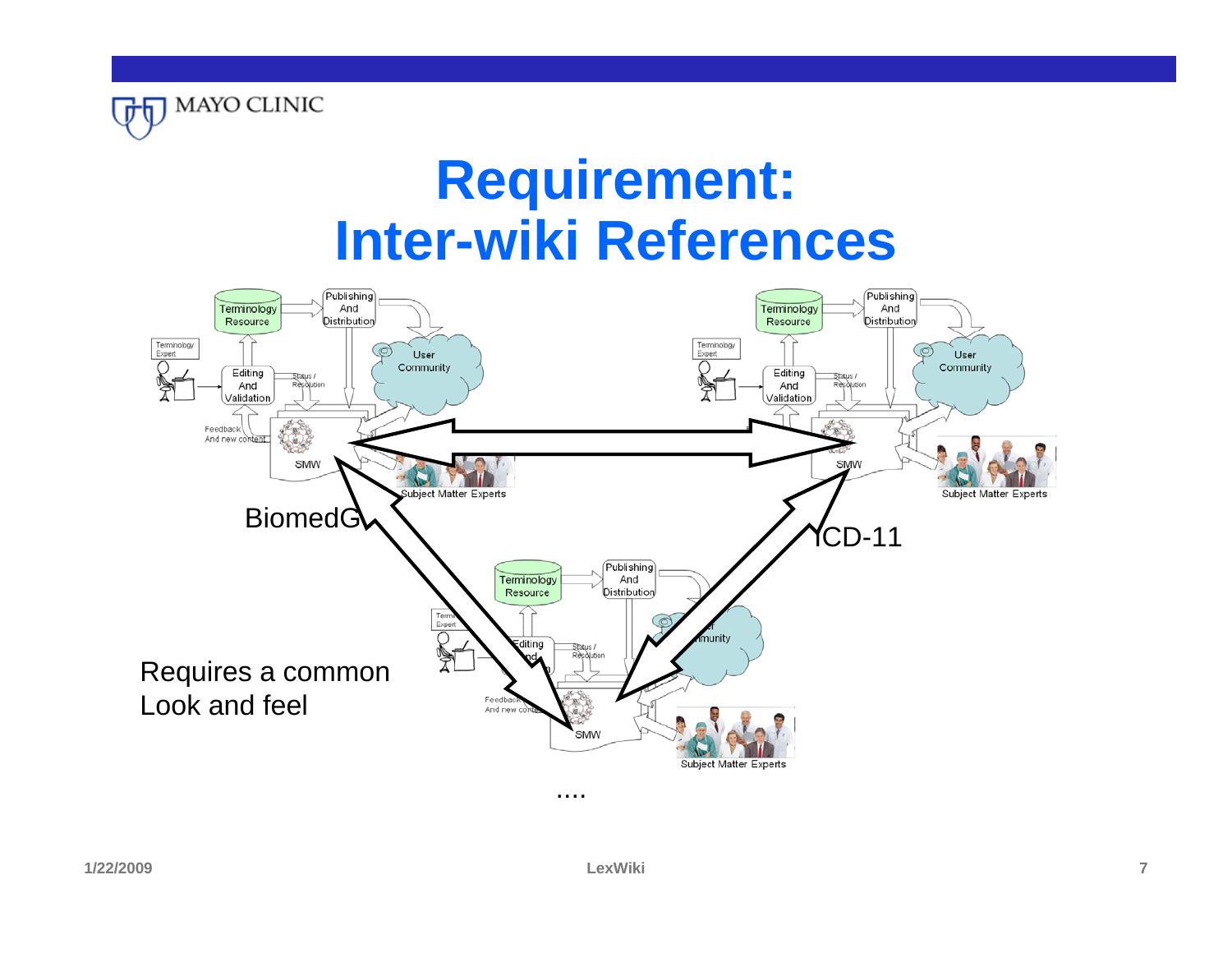# Requirement: Inter-wiki References

Terminology Resource — Publishing And Distribution — User Community — Terminology Expert — Editing And Validation — Status / Resolution — Feedback And new content — SMW — Subject Matter Experts

BiomedGT

ICD-11

Requires a common Look and feel

....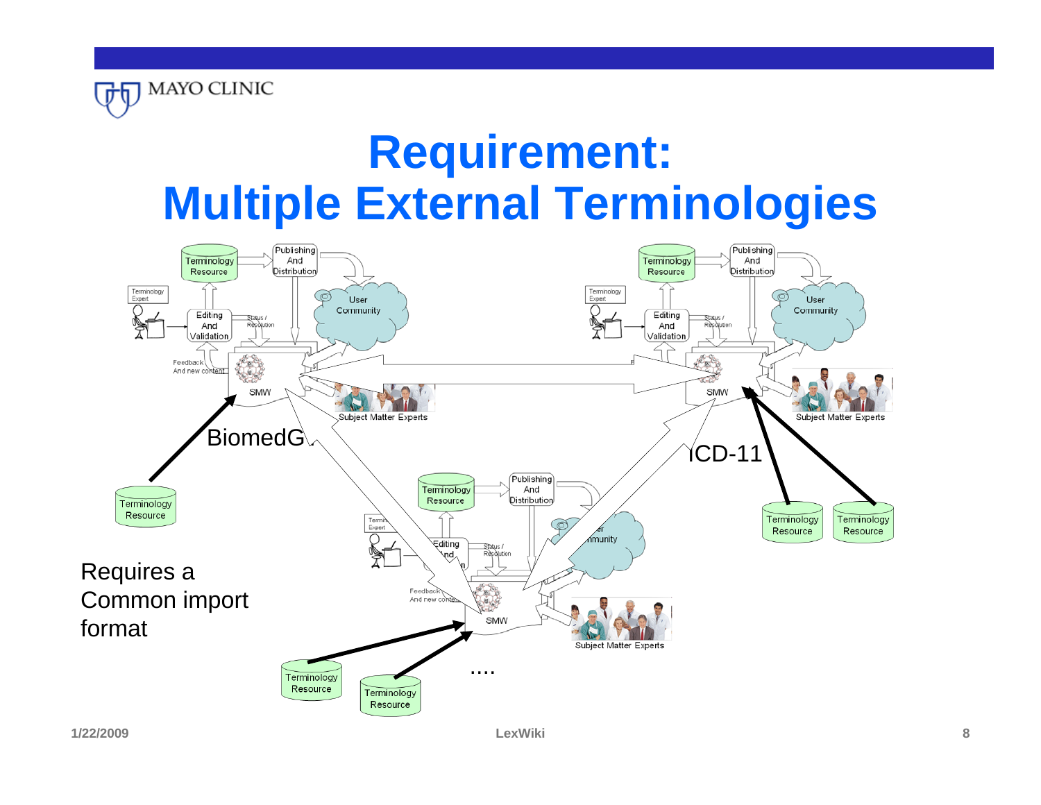# Requirement: Multiple External Terminologies

BiomedGT

ICD-11

Requires a Common import format

....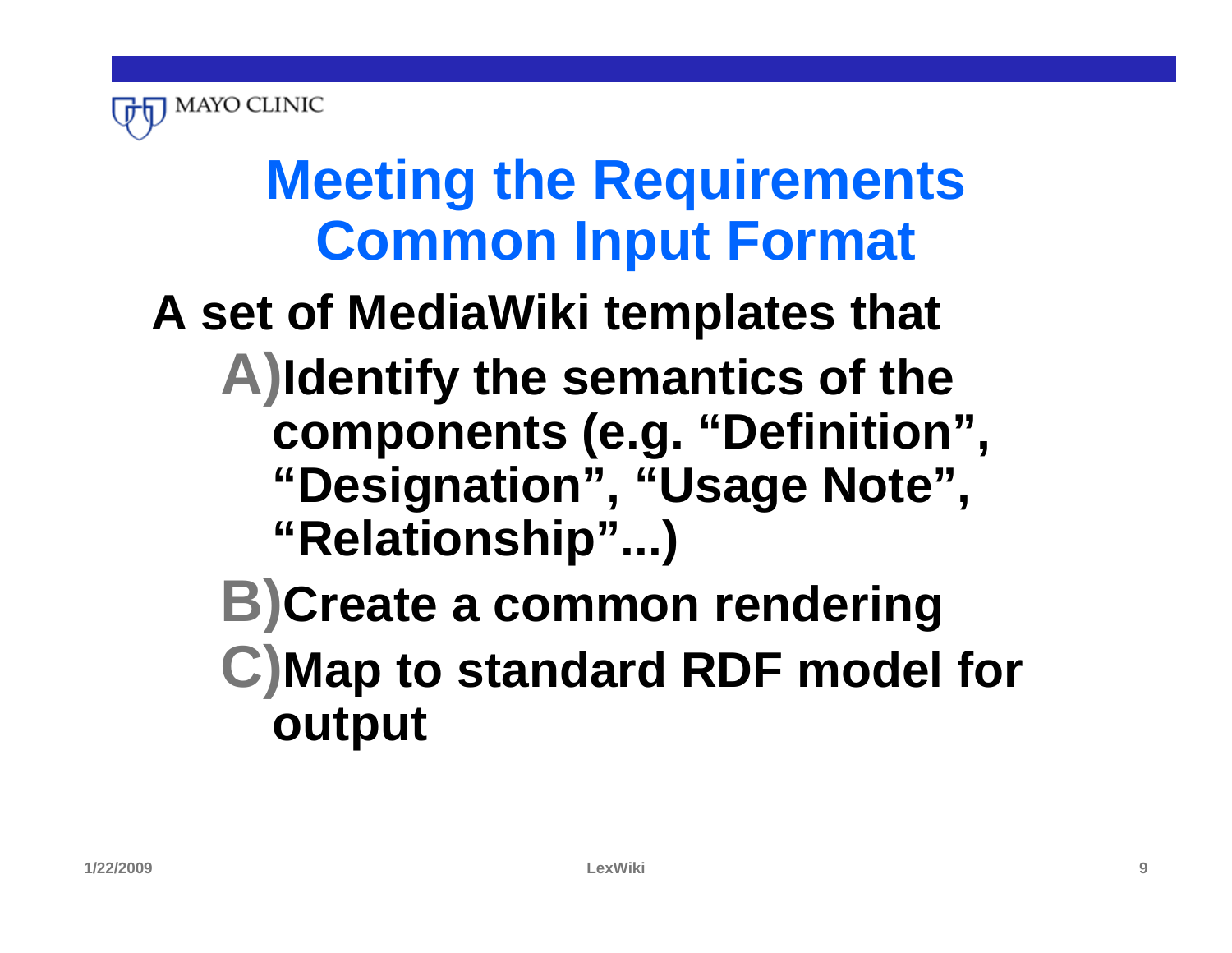# Meeting the Requirements
# Common Input Format

**A set of MediaWiki templates that**

- **A)** **Identify the semantics of the components (e.g. “Definition”, “Designation”, “Usage Note”, “Relationship”...)**
- **B)** **Create a common rendering**
- **C)** **Map to standard RDF model for output**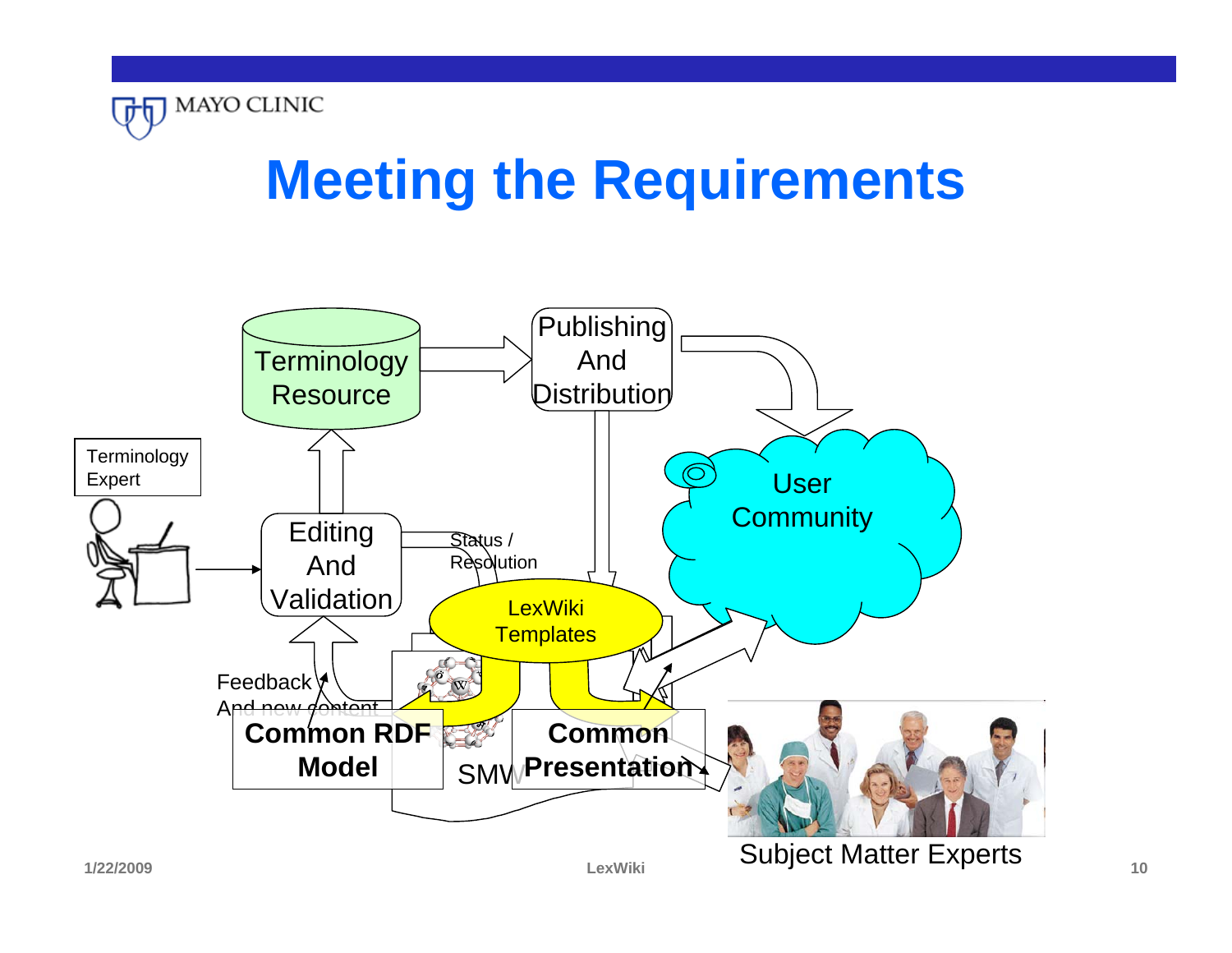# Meeting the Requirements

Terminology Resource

Publishing And Distribution

Terminology Expert

User Community

Editing And Validation

Status / Resolution

LexWiki Templates

Feedback And new content

Common RDF Model

SMW

Common Presentation

Subject Matter Experts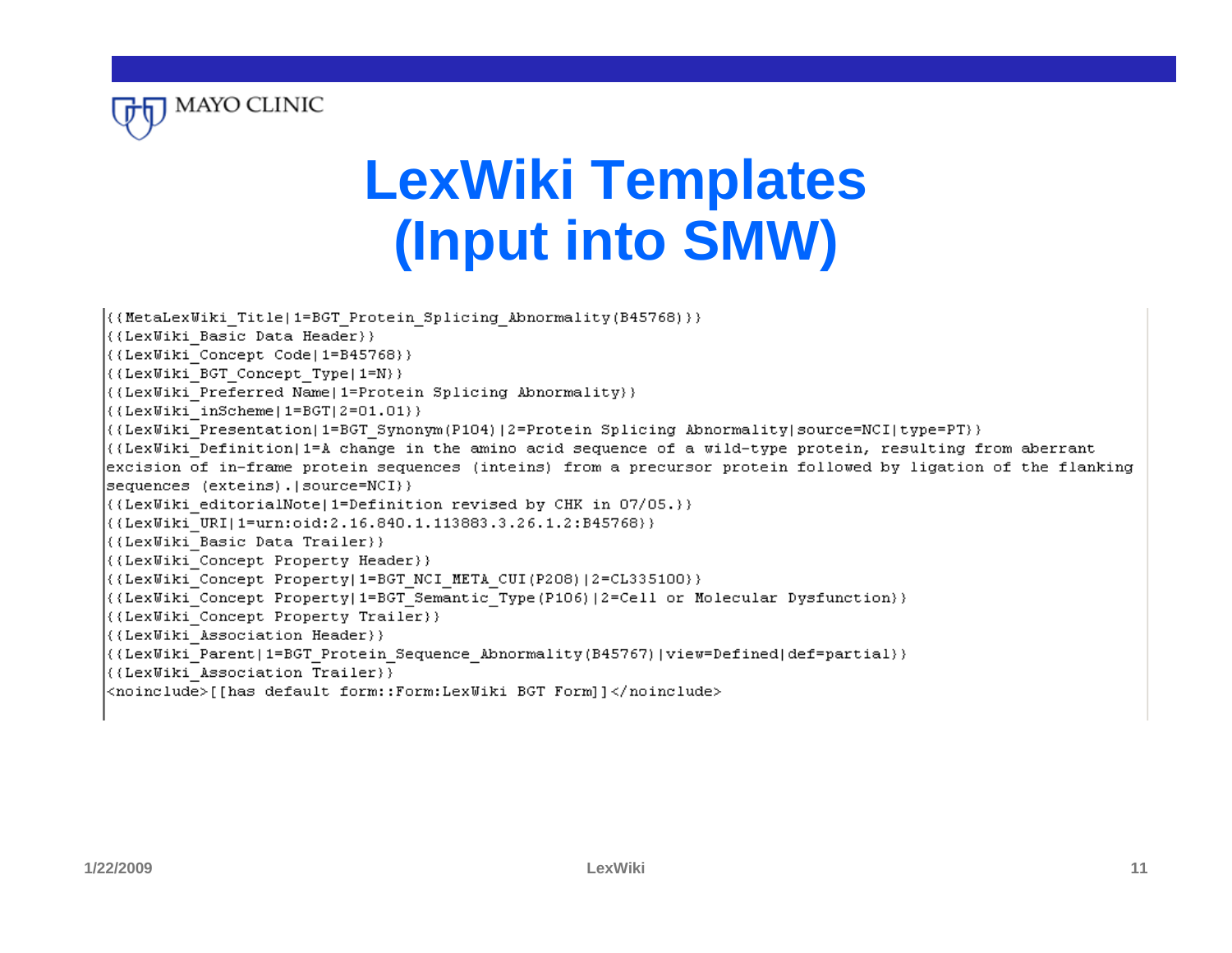# LexWiki Templates (Input into SMW)

```
{{MetaLexWiki_Title|1=BGT_Protein_Splicing_Abnormality(B45768)}}
{{LexWiki_Basic Data Header}}
{{LexWiki_Concept Code|1=B45768}}
{{LexWiki_BGT_Concept_Type|1=N}}
{{LexWiki_Preferred Name|1=Protein Splicing Abnormality}}
{{LexWiki_inScheme|1=BGT|2=01.01}}
{{LexWiki_Presentation|1=BGT_Synonym(P104)|2=Protein Splicing Abnormality|source=NCI|type=PT}}
{{LexWiki_Definition|1=A change in the amino acid sequence of a wild-type protein, resulting from aberrant
excision of in-frame protein sequences (inteins) from a precursor protein followed by ligation of the flanking
sequences (exteins).|source=NCI}}
{{LexWiki_editorialNote|1=Definition revised by CHK in 07/05.}}
{{LexWiki_URI|1=urn:oid:2.16.840.1.113883.3.26.1.2:B45768}}
{{LexWiki_Basic Data Trailer}}
{{LexWiki_Concept Property Header}}
{{LexWiki_Concept Property|1=BGT_NCI_META_CUI(P208)|2=CL335100}}
{{LexWiki_Concept Property|1=BGT_Semantic_Type(P106)|2=Cell or Molecular Dysfunction}}
{{LexWiki_Concept Property Trailer}}
{{LexWiki_Association Header}}
{{LexWiki_Parent|1=BGT_Protein_Sequence_Abnormality(B45767)|view=Defined|def=partial}}
{{LexWiki_Association Trailer}}
<noinclude>[[has default form::Form:LexWiki BGT Form]]</noinclude>
```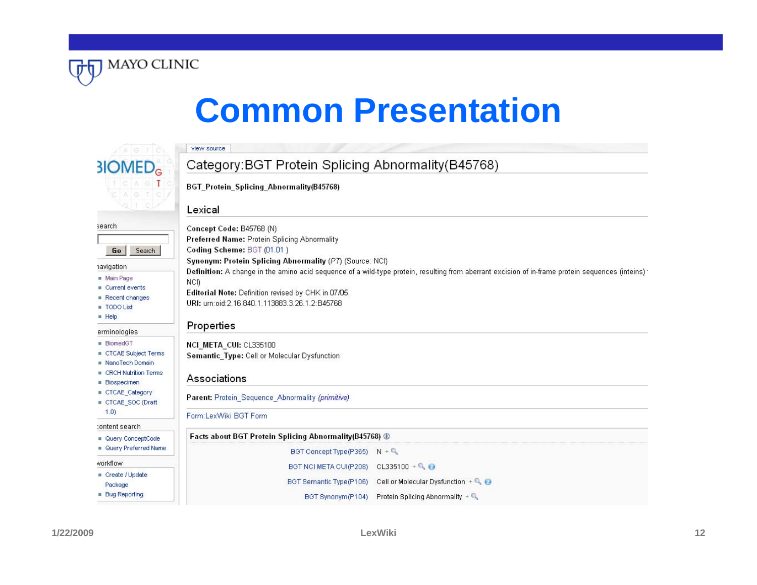# Common Presentation

BIOMEDGT

search

Go | Search

navigation

- Main Page
- Current events
- Recent changes
- TODO List
- Help

terminologies

- BiomedGT
- CTCAE Subject Terms
- NanoTech Domain
- CRCH Nutrition Terms
- Biospecimen
- CTCAE_Category
- CTCAE_SOC (Draft 1.0)

content search

- Query ConceptCode
- Query Preferred Name

workflow

- Create / Update Package
- Bug Reporting

view source

## Category:BGT Protein Splicing Abnormality(B45768)

**BGT_Protein_Splicing_Abnormality(B45768)**

### Lexical

**Concept Code:** B45768 (N)
**Preferred Name:** Protein Splicing Abnormality
**Coding Scheme:** BGT (01.01 )
**Synonym: Protein Splicing Abnormality** (*PT*) (Source: NCI)
**Definition:** A change in the amino acid sequence of a wild-type protein, resulting from aberrant excision of in-frame protein sequences (inteins) NCI)
**Editorial Note:** Definition revised by CHK in 07/05.
**URI:** urn:oid:2.16.840.1.113883.3.26.1.2:B45768

### Properties

**NCI_META_CUI:** CL335100
**Semantic_Type:** Cell or Molecular Dysfunction

### Associations

**Parent:** Protein_Sequence_Abnormality *(primitive)*

Form:LexWiki BGT Form

**Facts about BGT Protein Splicing Abnormality(B45768)**

| | |
|---|---|
| BGT Concept Type(P365) | N |
| BGT NCI META CUI(P208) | CL335100 |
| BGT Semantic Type(P106) | Cell or Molecular Dysfunction |
| BGT Synonym(P104) | Protein Splicing Abnormality |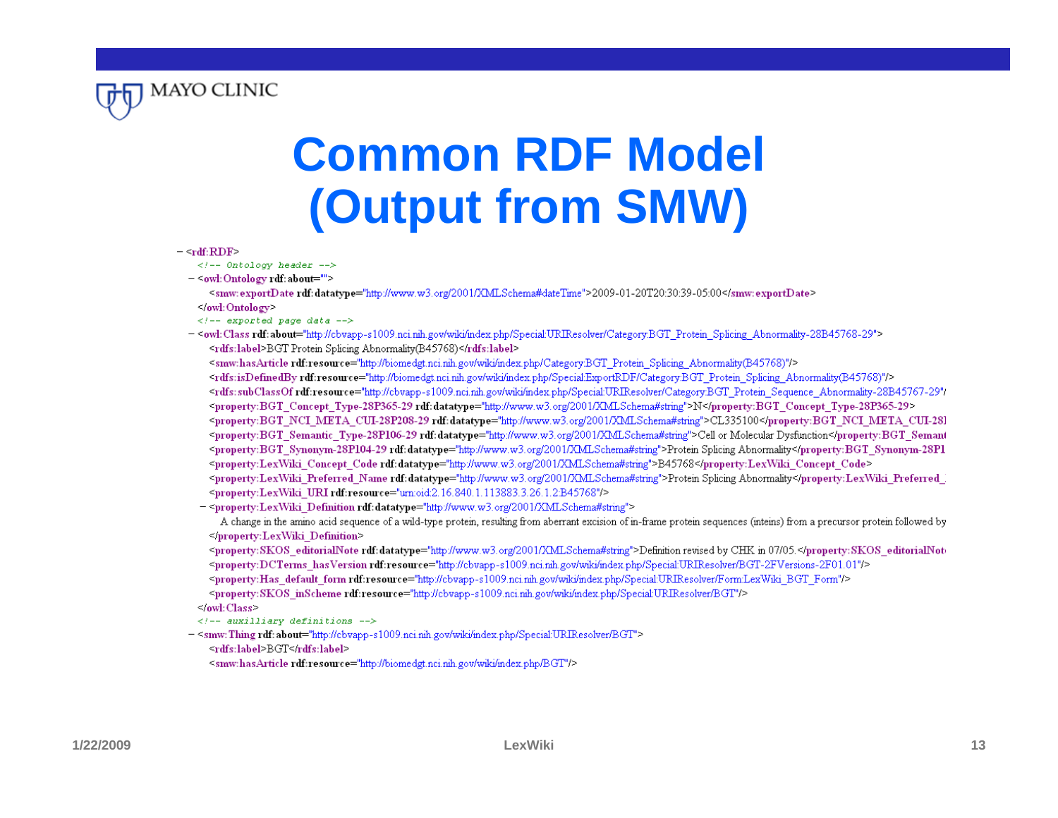# Common RDF Model (Output from SMW)

```
- <rdf:RDF>
  <!-- Ontology header -->
  - <owl:Ontology rdf:about="">
      <smw:exportDate rdf:datatype="http://www.w3.org/2001/XMLSchema#dateTime">2009-01-20T20:30:39-05:00</smw:exportDate>
    </owl:Ontology>
  <!-- exported page data -->
  - <owl:Class rdf:about="http://cbvapp-s1009.nci.nih.gov/wiki/index.php/Special:URIResolver/Category:BGT_Protein_Splicing_Abnormality-28B45768-29">
      <rdfs:label>BGT Protein Splicing Abnormality(B45768)</rdfs:label>
      <smw:hasArticle rdf:resource="http://biomedgt.nci.nih.gov/wiki/index.php/Category:BGT_Protein_Splicing_Abnormality(B45768)"/>
      <rdfs:isDefinedBy rdf:resource="http://biomedgt.nci.nih.gov/wiki/index.php/Special:ExportRDF/Category:BGT_Protein_Splicing_Abnormality(B45768)"/>
      <rdfs:subClassOf rdf:resource="http://cbvapp-s1009.nci.nih.gov/wiki/index.php/Special:URIResolver/Category:BGT_Protein_Sequence_Abnormality-28B45767-29"/
      <property:BGT_Concept_Type-28P365-29 rdf:datatype="http://www.w3.org/2001/XMLSchema#string">N</property:BGT_Concept_Type-28P365-29>
      <property:BGT_NCI_META_CUI-28P208-29 rdf:datatype="http://www.w3.org/2001/XMLSchema#string">CL335100</property:BGT_NCI_META_CUI-28I
      <property:BGT_Semantic_Type-28P106-29 rdf:datatype="http://www.w3.org/2001/XMLSchema#string">Cell or Molecular Dysfunction</property:BGT_Semant
      <property:BGT_Synonym-28P104-29 rdf:datatype="http://www.w3.org/2001/XMLSchema#string">Protein Splicing Abnormality</property:BGT_Synonym-28P1
      <property:LexWiki_Concept_Code rdf:datatype="http://www.w3.org/2001/XMLSchema#string">B45768</property:LexWiki_Concept_Code>
      <property:LexWiki_Preferred_Name rdf:datatype="http://www.w3.org/2001/XMLSchema#string">Protein Splicing Abnormality</property:LexWiki_Preferred_
      <property:LexWiki_URI rdf:resource="urn:oid:2.16.840.1.113883.3.26.1.2:B45768"/>
    - <property:LexWiki_Definition rdf:datatype="http://www.w3.org/2001/XMLSchema#string">
        A change in the amino acid sequence of a wild-type protein, resulting from aberrant excision of in-frame protein sequences (inteins) from a precursor protein followed by
      </property:LexWiki_Definition>
      <property:SKOS_editorialNote rdf:datatype="http://www.w3.org/2001/XMLSchema#string">Definition revised by CHK in 07/05.</property:SKOS_editorialNot
      <property:DCTerms_hasVersion rdf:resource="http://cbvapp-s1009.nci.nih.gov/wiki/index.php/Special:URIResolver/BGT-2FVersions-2F01.01"/>
      <property:Has_default_form rdf:resource="http://cbvapp-s1009.nci.nih.gov/wiki/index.php/Special:URIResolver/Form:LexWiki_BGT_Form"/>
      <property:SKOS_inScheme rdf:resource="http://cbvapp-s1009.nci.nih.gov/wiki/index.php/Special:URIResolver/BGT"/>
    </owl:Class>
  <!-- auxilliary definitions -->
  - <smw:Thing rdf:about="http://cbvapp-s1009.nci.nih.gov/wiki/index.php/Special:URIResolver/BGT">
      <rdfs:label>BGT</rdfs:label>
      <smw:hasArticle rdf:resource="http://biomedgt.nci.nih.gov/wiki/index.php/BGT"/>
```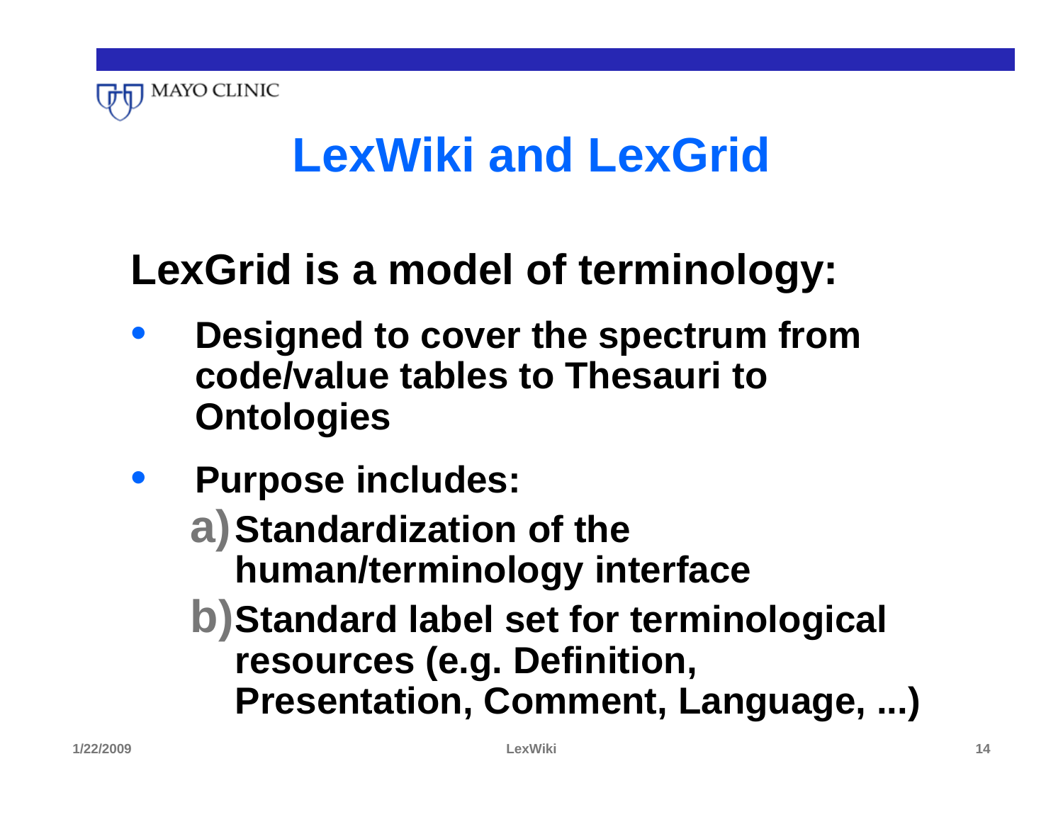# LexWiki and LexGrid

## LexGrid is a model of terminology:

- **Designed to cover the spectrum from code/value tables to Thesauri to Ontologies**
- **Purpose includes:**
  - a) **Standardization of the human/terminology interface**
  - b) **Standard label set for terminological resources (e.g. Definition, Presentation, Comment, Language, ...)**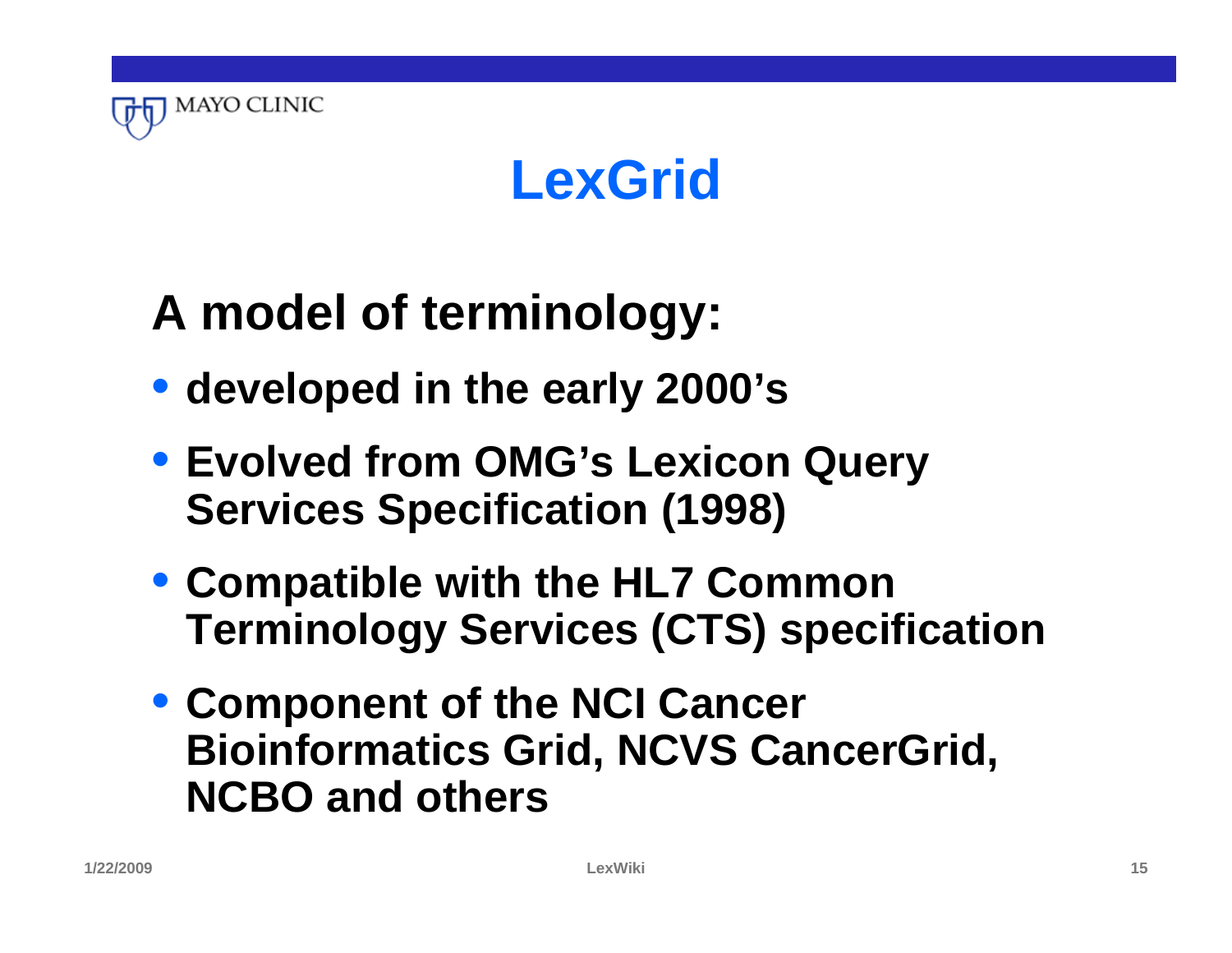# LexGrid

## A model of terminology:

- developed in the early 2000's
- Evolved from OMG's Lexicon Query Services Specification (1998)
- Compatible with the HL7 Common Terminology Services (CTS) specification
- Component of the NCI Cancer Bioinformatics Grid, NCVS CancerGrid, NCBO and others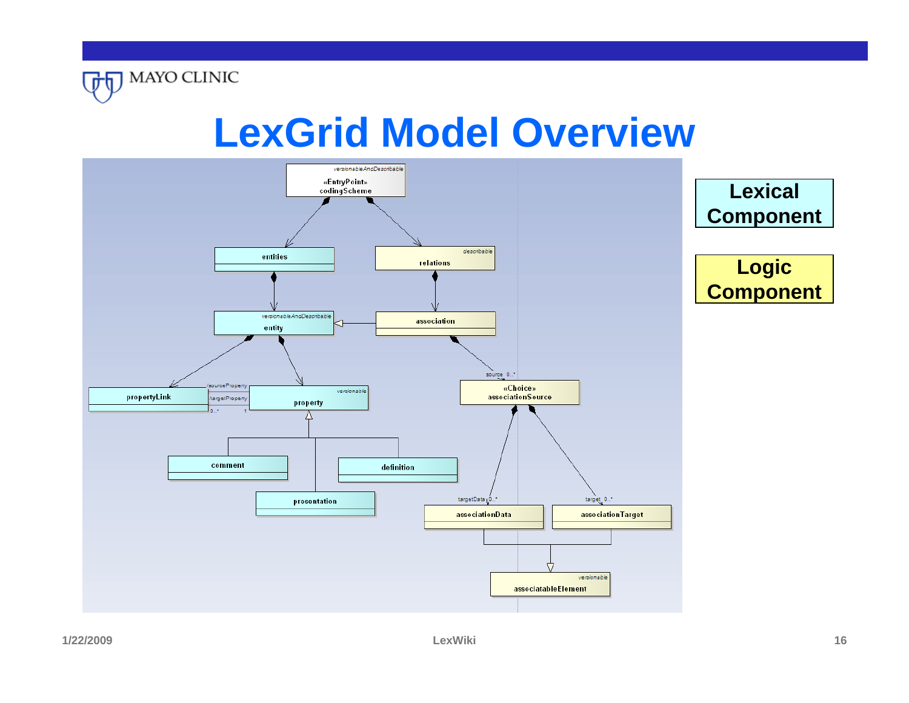# LexGrid Model Overview

versionableAndDescribable
«EntryPoint»
codingScheme

entities

describable
relations

versionableAndDescribable
entity

association

source 0..*

«Choice»
associationSource

propertyLink

/sourceProperty
/targetProperty
0..*
1

versionable
property

comment

definition

presentation

targetData 0..*

target 0..*

associationData

associationTarget

versionable
associatableElement

**Lexical Component**

**Logic Component**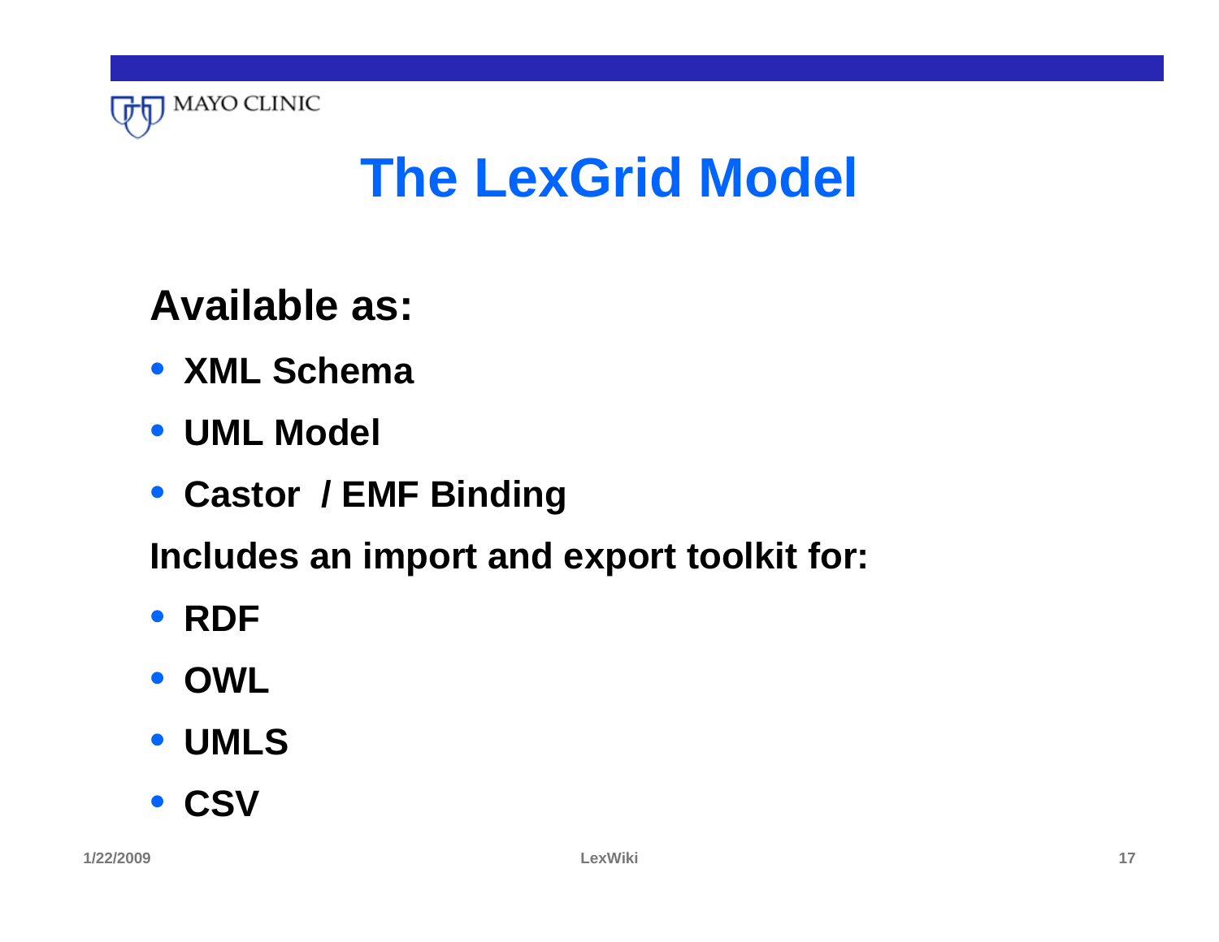# The LexGrid Model

**Available as:**

- **XML Schema**
- **UML Model**
- **Castor / EMF Binding**

**Includes an import and export toolkit for:**

- **RDF**
- **OWL**
- **UMLS**
- **CSV**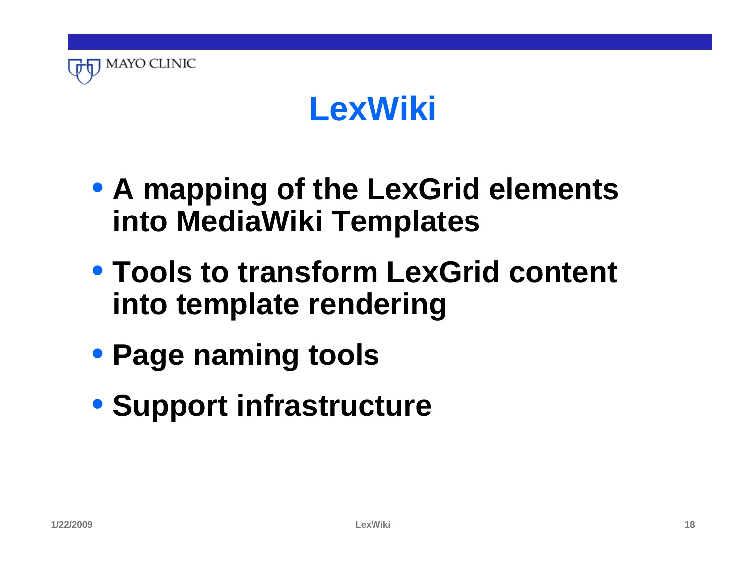# LexWiki

- A mapping of the LexGrid elements into MediaWiki Templates
- Tools to transform LexGrid content into template rendering
- Page naming tools
- Support infrastructure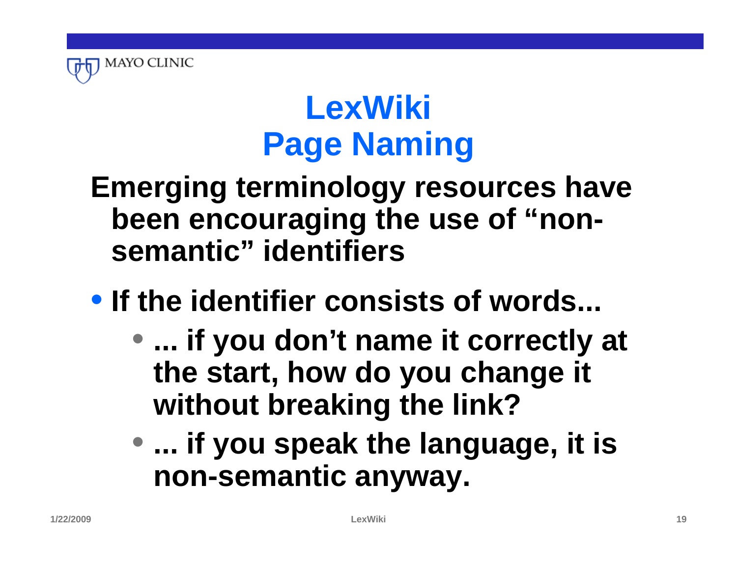# LexWiki
# Page Naming

**Emerging terminology resources have been encouraging the use of "non-semantic" identifiers**

- **If the identifier consists of words...**
  - **... if you don't name it correctly at the start, how do you change it without breaking the link?**
  - **... if you speak the language, it is non-semantic anyway.**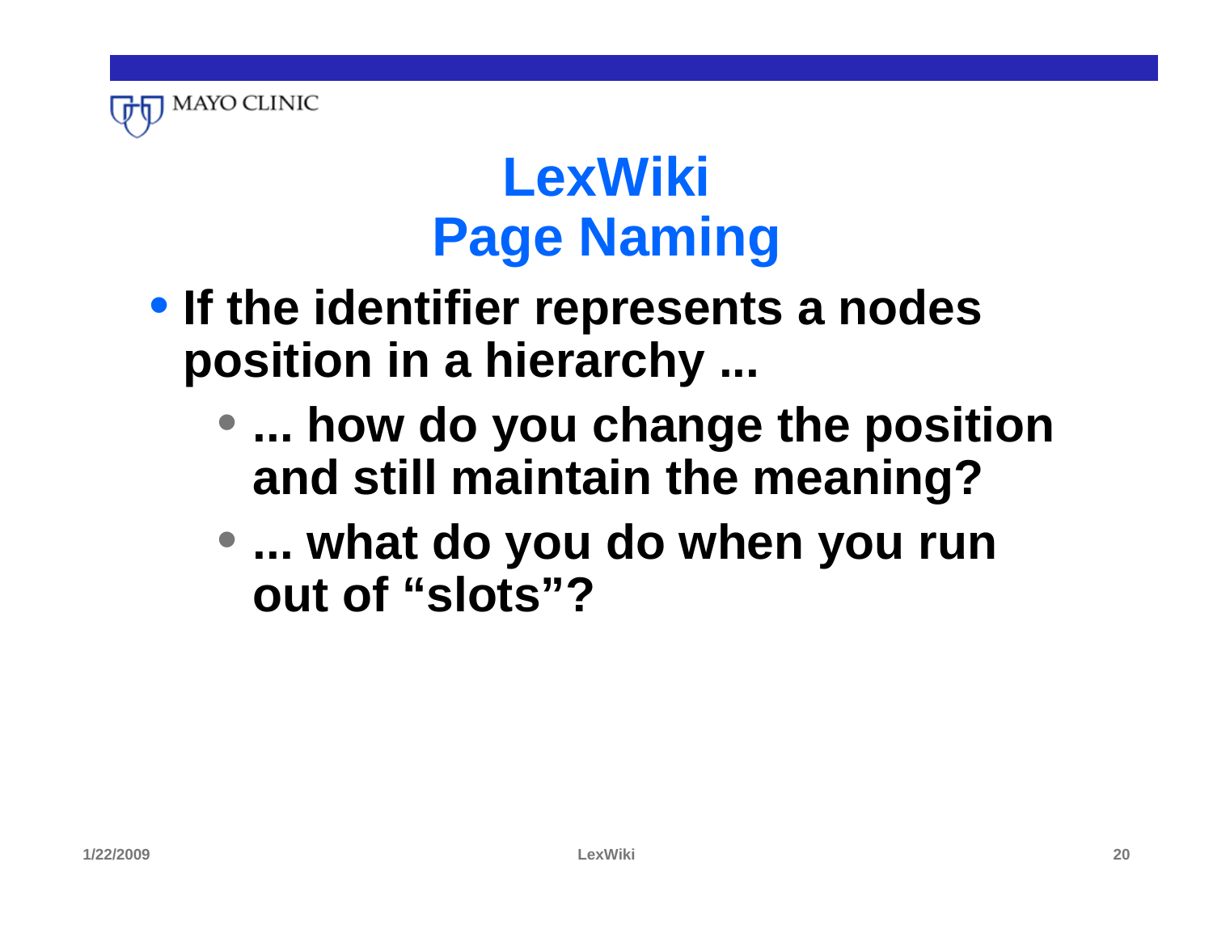# LexWiki
# Page Naming

- **If the identifier represents a nodes position in a hierarchy ...**
  - **... how do you change the position and still maintain the meaning?**
  - **... what do you do when you run out of “slots”?**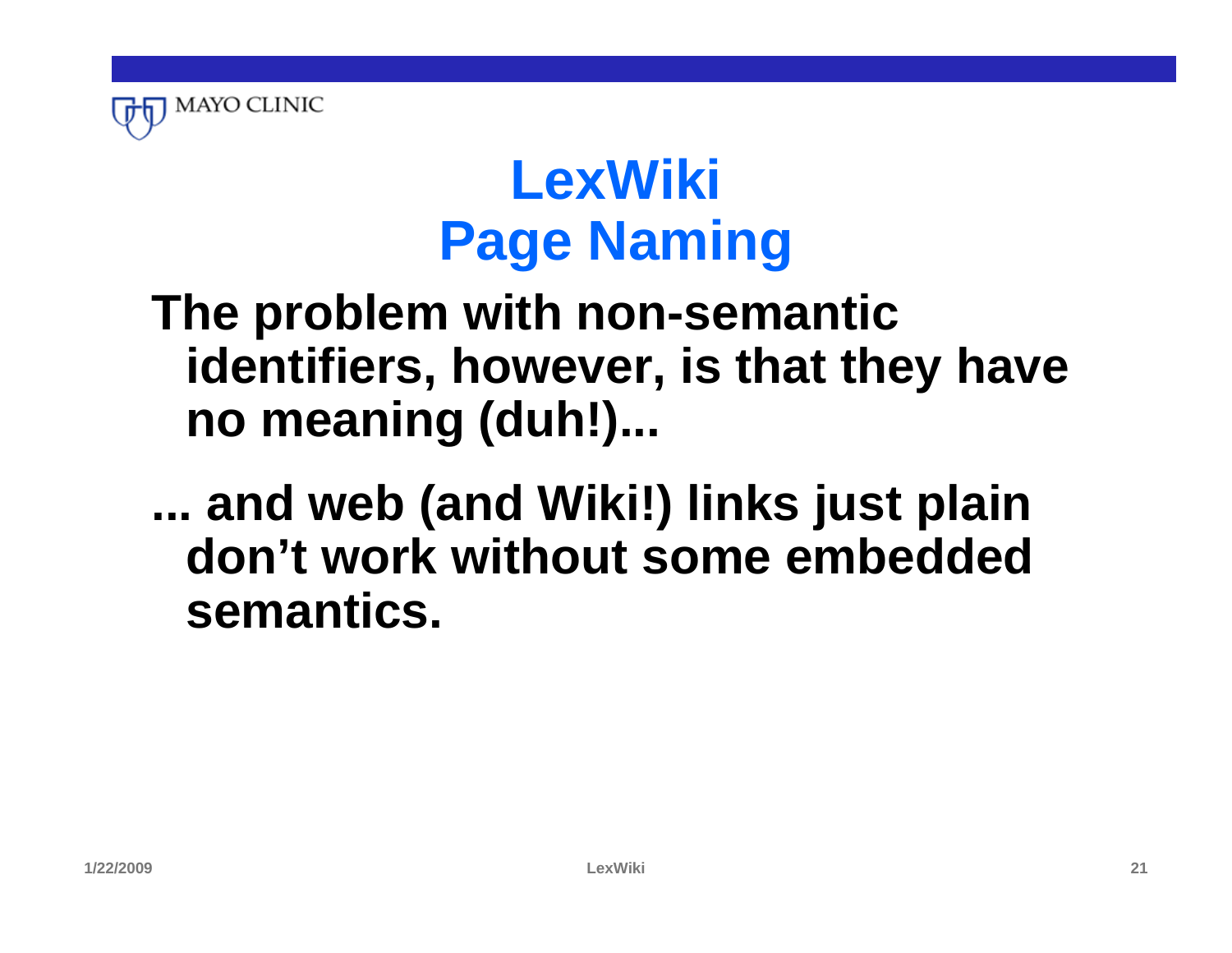# LexWiki
# Page Naming

**The problem with non-semantic identifiers, however, is that they have no meaning (duh!)...**

**... and web (and Wiki!) links just plain don't work without some embedded semantics.**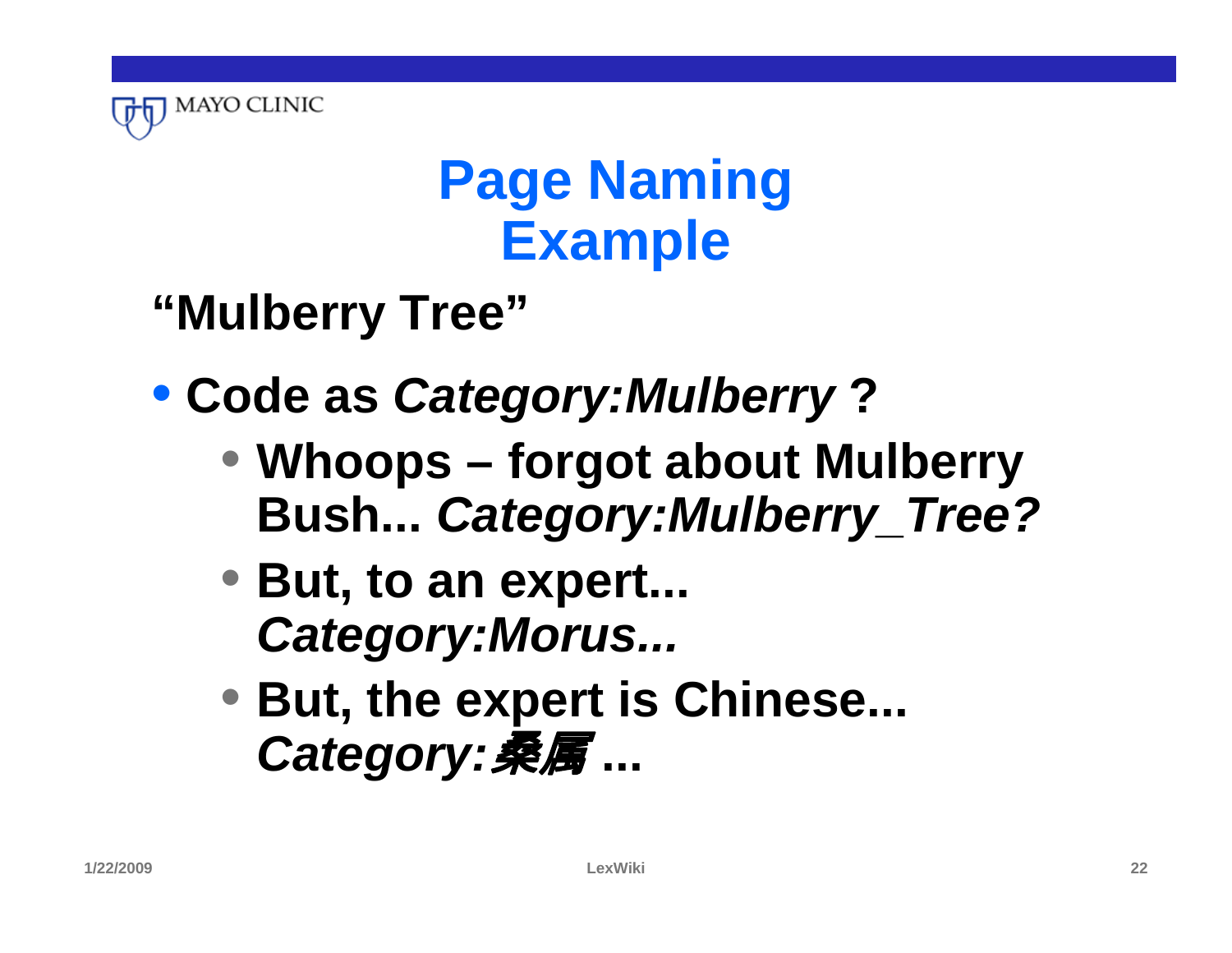# Page Naming Example

**"Mulberry Tree"**

- **Code as *Category:Mulberry* ?**
  - **Whoops – forgot about Mulberry Bush... *Category:Mulberry_Tree?***
  - **But, to an expert... *Category:Morus...***
  - **But, the expert is Chinese... *Category:桑属* ...**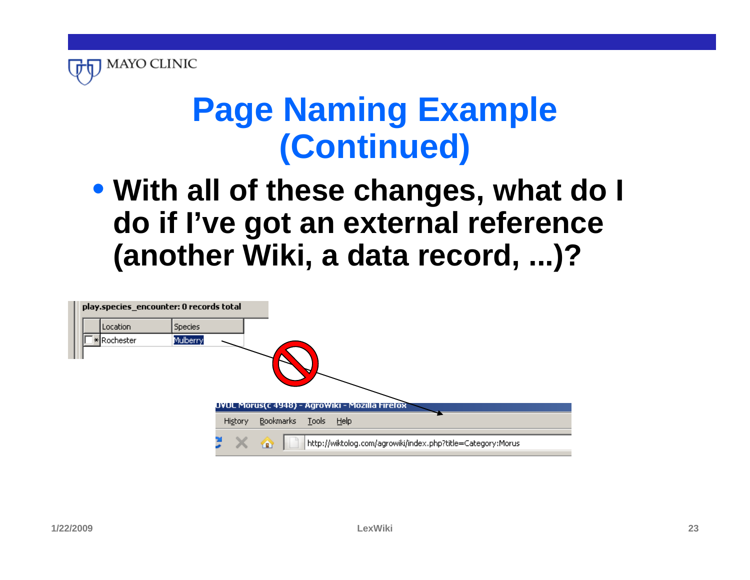# Page Naming Example (Continued)

- **With all of these changes, what do I do if I've got an external reference (another Wiki, a data record, ...)?**

**play.species_encounter: 0 records total**

| Location | Species |
| --- | --- |
| Rochester | Mulberry |

UVUL Morus(c 4948) - AgroWiki - Mozilla Firefox

History Bookmarks Tools Help

http://wiktolog.com/agrowiki/index.php?title=Category:Morus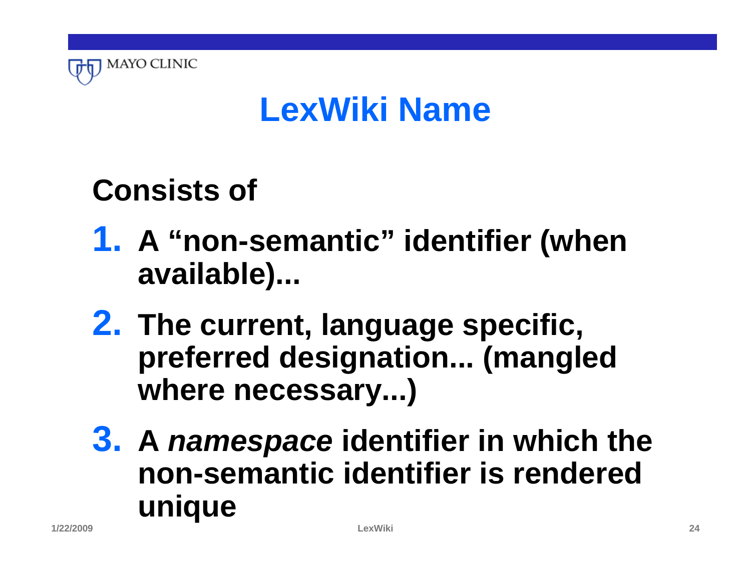# LexWiki Name

**Consists of**

1. **A "non-semantic" identifier (when available)...**
2. **The current, language specific, preferred designation... (mangled where necessary...)**
3. **A *namespace* identifier in which the non-semantic identifier is rendered unique**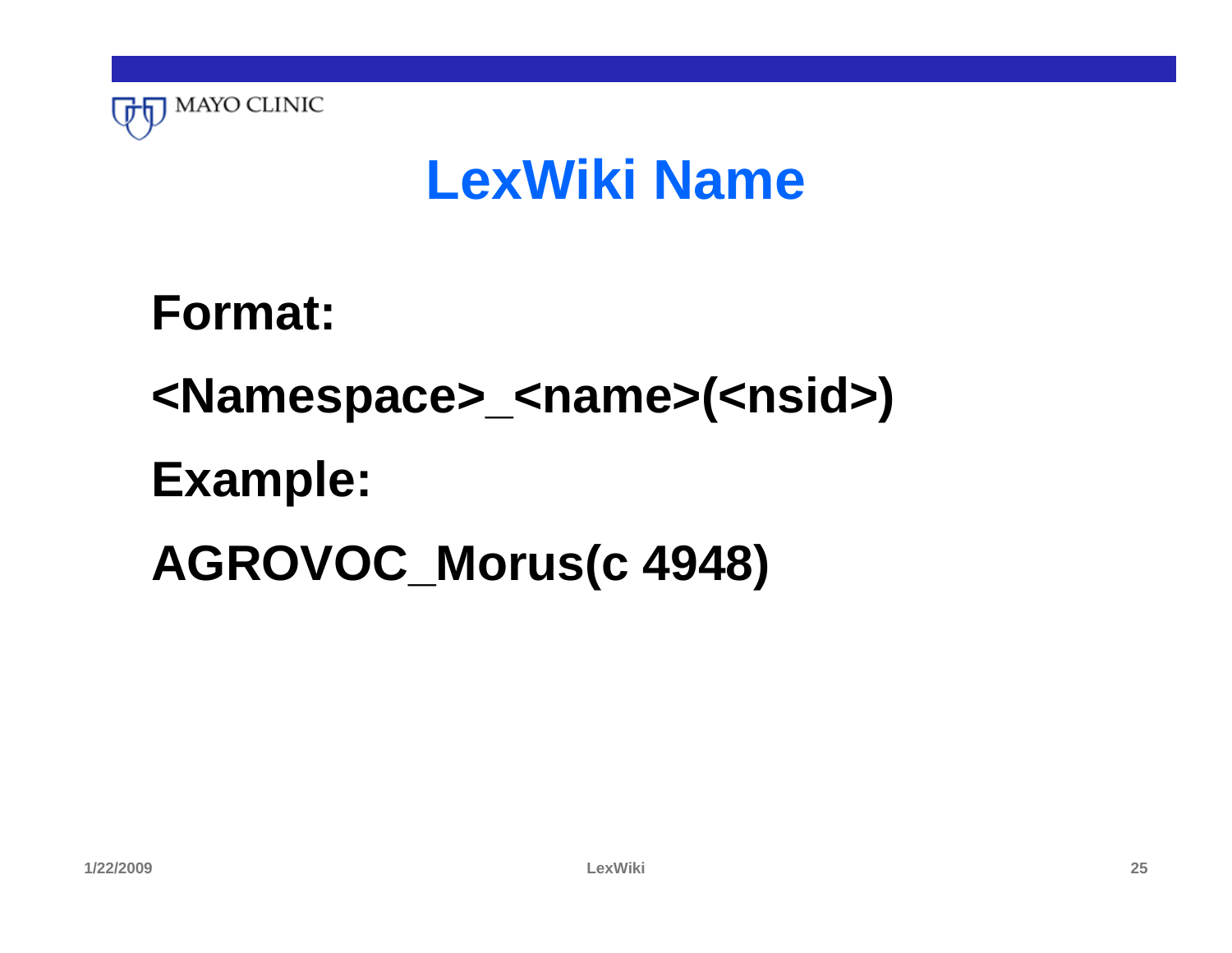# LexWiki Name

**Format:**

**<Namespace>_<name>(<nsid>)**

**Example:**

**AGROVOC_Morus(c 4948)**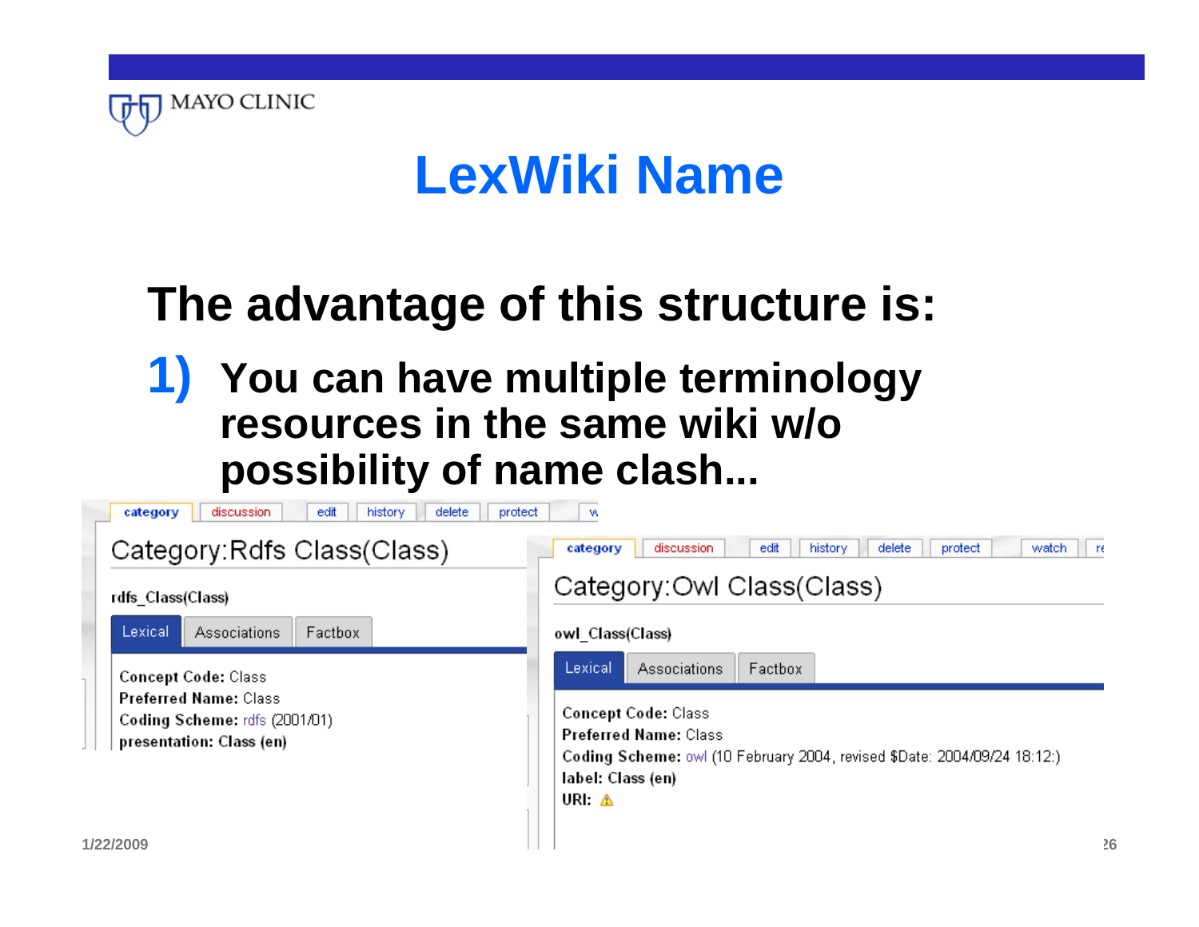# LexWiki Name

## The advantage of this structure is:

1) **You can have multiple terminology resources in the same wiki w/o possibility of name clash...**

category | discussion | edit | history | delete | protect

### Category:Rdfs Class(Class)

rdfs_Class(Class)

Lexical | Associations | Factbox

**Concept Code:** Class
**Preferred Name:** Class
**Coding Scheme:** rdfs (2001/01)
**presentation:** Class (en)

category | discussion | edit | history | delete | protect | watch

### Category:Owl Class(Class)

owl_Class(Class)

Lexical | Associations | Factbox

**Concept Code:** Class
**Preferred Name:** Class
**Coding Scheme:** owl (10 February 2004, revised $Date: 2004/09/24 18:12:)
**label:** Class (en)
**URI:** ⚠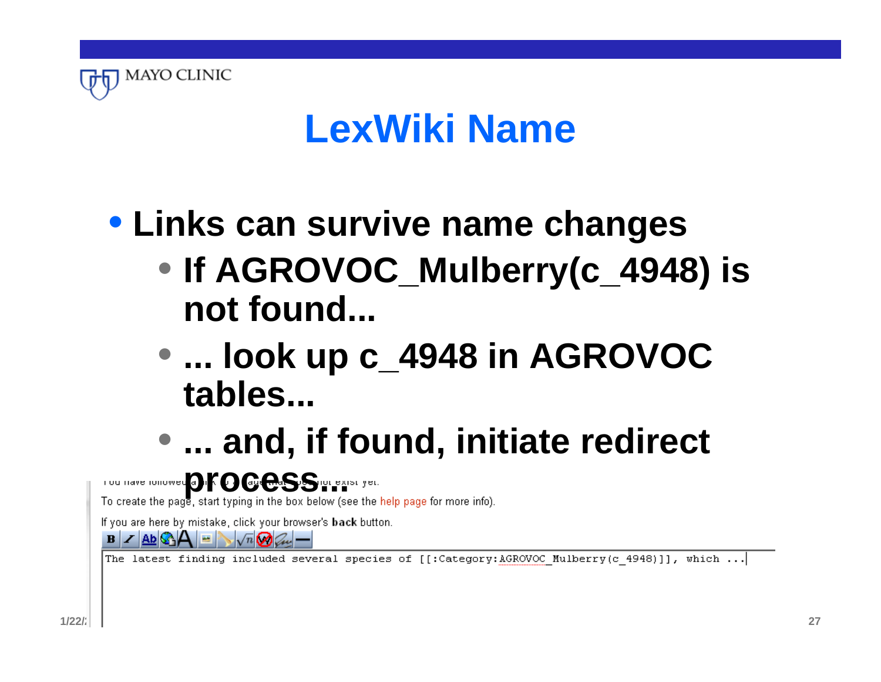# LexWiki Name

- **Links can survive name changes**
  - **If AGROVOC_Mulberry(c_4948) is not found...**
  - **... look up c_4948 in AGROVOC tables...**
  - **... and, if found, initiate redirect process...**

You have followed a link to a page that does not exist yet.

To create the page, start typing in the box below (see the help page for more info).

If you are here by mistake, click your browser's **back** button.

```
The latest finding included several species of [[:Category:AGROVOC_Mulberry(c_4948)]], which ...
```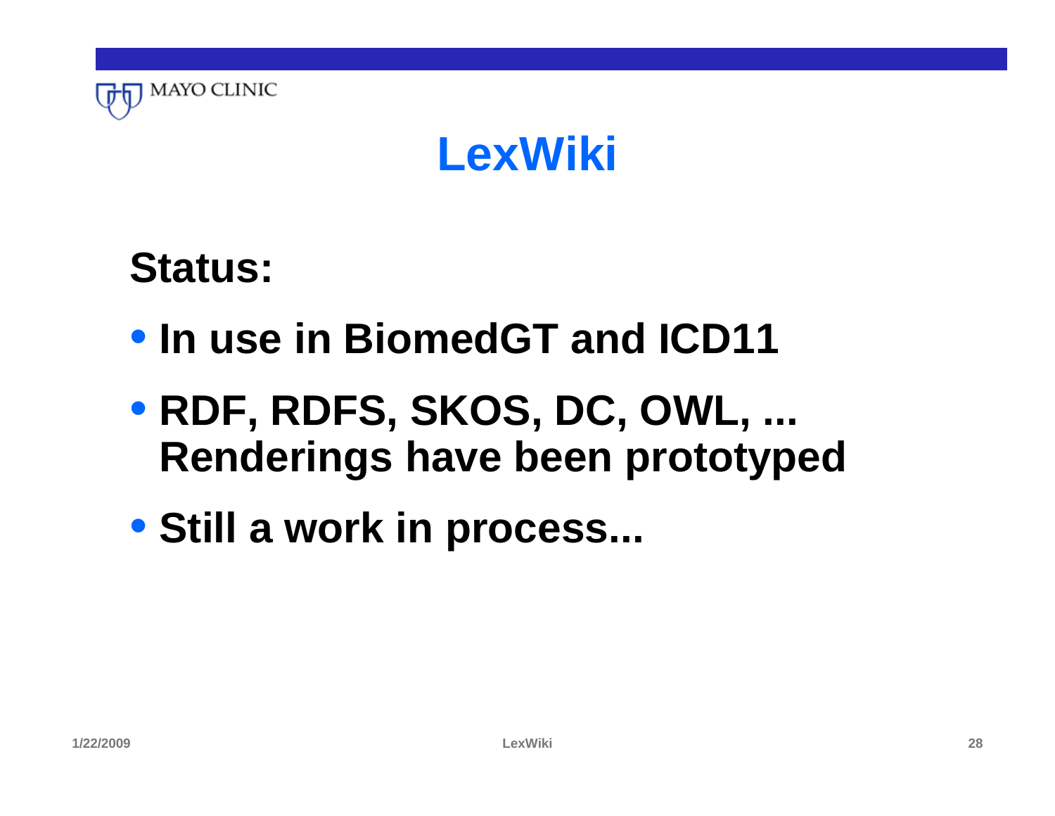# LexWiki

**Status:**

- **In use in BiomedGT and ICD11**
- **RDF, RDFS, SKOS, DC, OWL, ... Renderings have been prototyped**
- **Still a work in process...**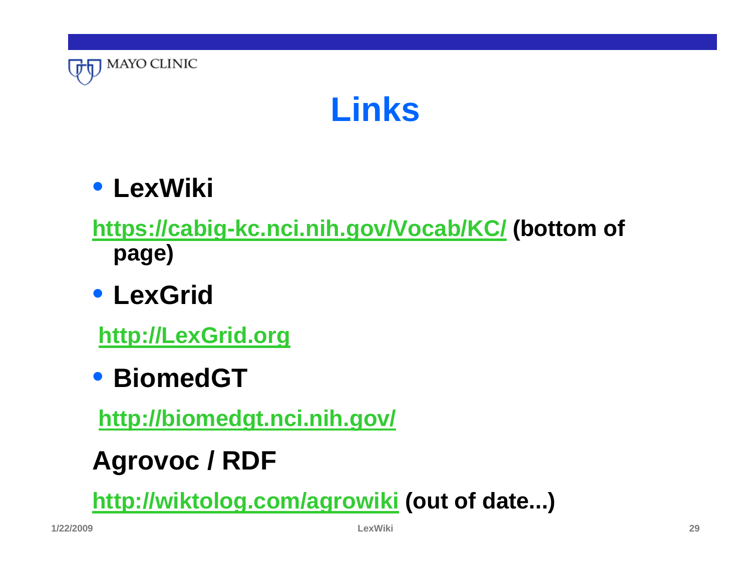# Links

- **LexWiki**

**https://cabig-kc.nci.nih.gov/Vocab/KC/ (bottom of page)**

- **LexGrid**

**http://LexGrid.org**

- **BiomedGT**

**http://biomedgt.nci.nih.gov/**

**Agrovoc / RDF**

**http://wiktolog.com/agrowiki (out of date...)**